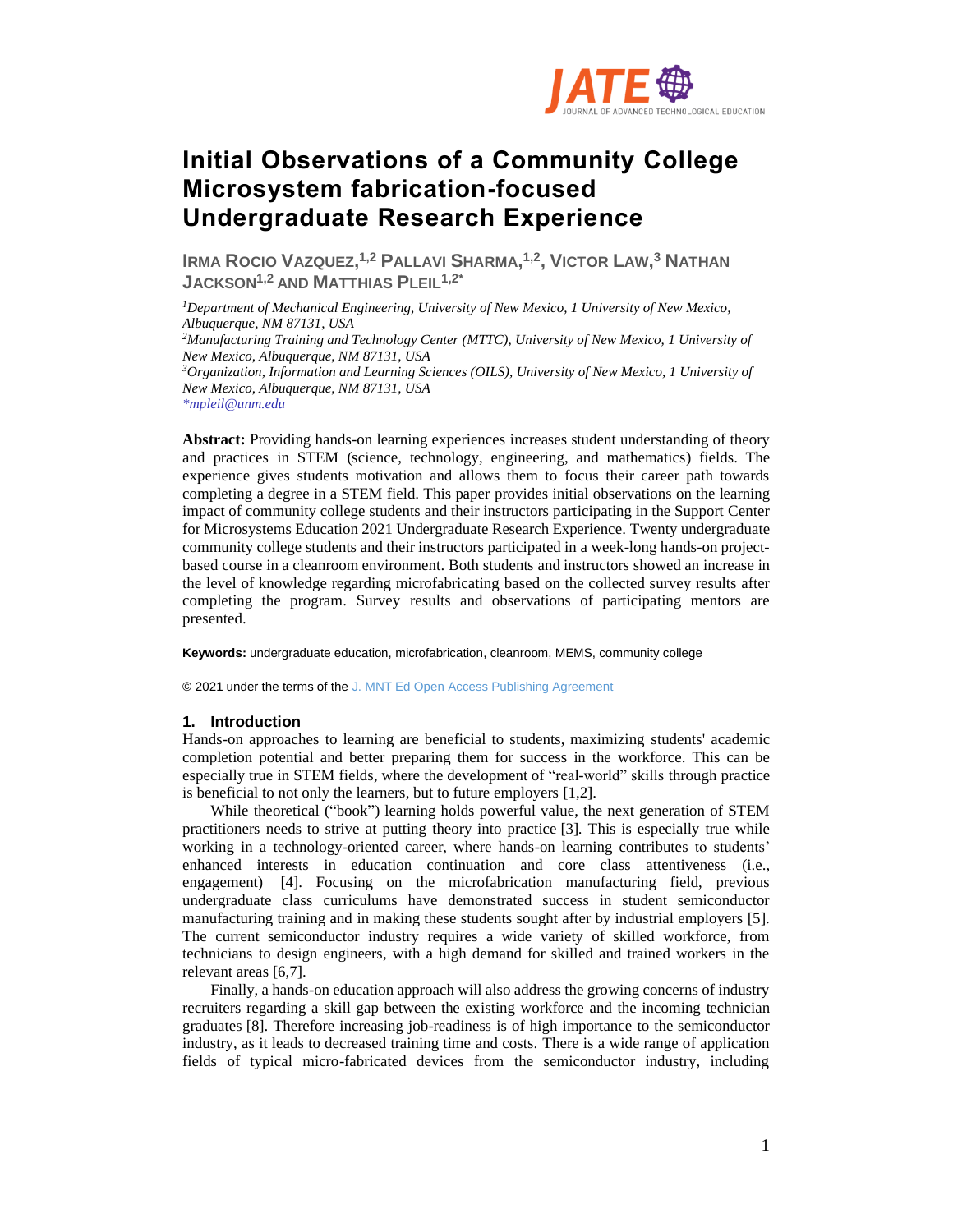# Initial Observations of a Community College Microsystem fabrication-focused Undergraduate Research Experience

**Irma Rocio Vazquez,[1,2] Pallavi Sharma,[1,2], Victor Law,[3] Nathan Jackson[1,2] and Matthias Pleil[1,2*]**

[1]*Department of Mechanical Engineering, University of New Mexico, 1 University of New Mexico, Albuquerque, NM 87131, USA*
[2]*Manufacturing Training and Technology Center (MTTC), University of New Mexico, 1 University of New Mexico, Albuquerque, NM 87131, USA*
[3]*Organization, Information and Learning Sciences (OILS), University of New Mexico, 1 University of New Mexico, Albuquerque, NM 87131, USA*
*\*mpleil@unm.edu*

**Abstract:** Providing hands-on learning experiences increases student understanding of theory and practices in STEM (science, technology, engineering, and mathematics) fields. The experience gives students motivation and allows them to focus their career path towards completing a degree in a STEM field. This paper provides initial observations on the learning impact of community college students and their instructors participating in the Support Center for Microsystems Education 2021 Undergraduate Research Experience. Twenty undergraduate community college students and their instructors participated in a week-long hands-on project-based course in a cleanroom environment. Both students and instructors showed an increase in the level of knowledge regarding microfabricating based on the collected survey results after completing the program. Survey results and observations of participating mentors are presented.

**Keywords:** undergraduate education, microfabrication, cleanroom, MEMS, community college

© 2021 under the terms of the J. MNT Ed Open Access Publishing Agreement

## 1. Introduction

Hands-on approaches to learning are beneficial to students, maximizing students' academic completion potential and better preparing them for success in the workforce. This can be especially true in STEM fields, where the development of "real-world" skills through practice is beneficial to not only the learners, but to future employers [1,2].

While theoretical ("book") learning holds powerful value, the next generation of STEM practitioners needs to strive at putting theory into practice [3]. This is especially true while working in a technology-oriented career, where hands-on learning contributes to students' enhanced interests in education continuation and core class attentiveness (i.e., engagement) [4]. Focusing on the microfabrication manufacturing field, previous undergraduate class curriculums have demonstrated success in student semiconductor manufacturing training and in making these students sought after by industrial employers [5]. The current semiconductor industry requires a wide variety of skilled workforce, from technicians to design engineers, with a high demand for skilled and trained workers in the relevant areas [6,7].

Finally, a hands-on education approach will also address the growing concerns of industry recruiters regarding a skill gap between the existing workforce and the incoming technician graduates [8]. Therefore increasing job-readiness is of high importance to the semiconductor industry, as it leads to decreased training time and costs. There is a wide range of application fields of typical micro-fabricated devices from the semiconductor industry, including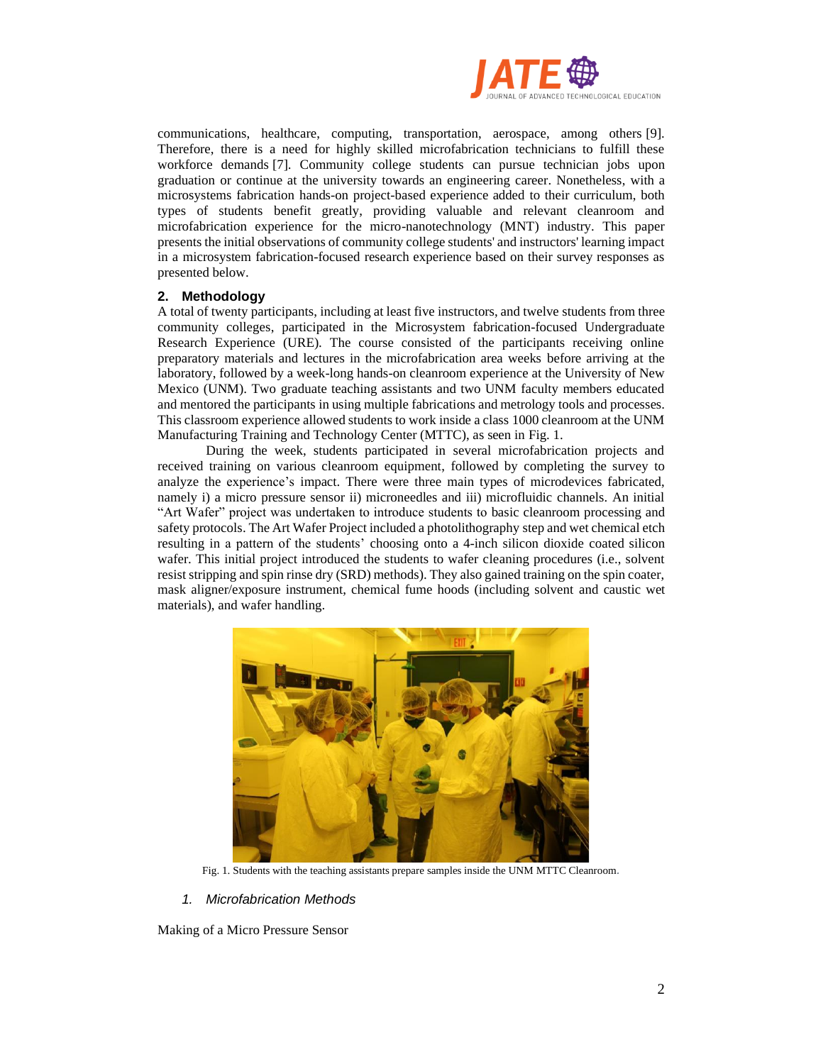communications, healthcare, computing, transportation, aerospace, among others [9]. Therefore, there is a need for highly skilled microfabrication technicians to fulfill these workforce demands [7]. Community college students can pursue technician jobs upon graduation or continue at the university towards an engineering career. Nonetheless, with a microsystems fabrication hands-on project-based experience added to their curriculum, both types of students benefit greatly, providing valuable and relevant cleanroom and microfabrication experience for the micro-nanotechnology (MNT) industry. This paper presents the initial observations of community college students' and instructors' learning impact in a microsystem fabrication-focused research experience based on their survey responses as presented below.

## 2. Methodology

A total of twenty participants, including at least five instructors, and twelve students from three community colleges, participated in the Microsystem fabrication-focused Undergraduate Research Experience (URE). The course consisted of the participants receiving online preparatory materials and lectures in the microfabrication area weeks before arriving at the laboratory, followed by a week-long hands-on cleanroom experience at the University of New Mexico (UNM). Two graduate teaching assistants and two UNM faculty members educated and mentored the participants in using multiple fabrications and metrology tools and processes. This classroom experience allowed students to work inside a class 1000 cleanroom at the UNM Manufacturing Training and Technology Center (MTTC), as seen in Fig. 1.

During the week, students participated in several microfabrication projects and received training on various cleanroom equipment, followed by completing the survey to analyze the experience's impact. There were three main types of microdevices fabricated, namely i) a micro pressure sensor ii) microneedles and iii) microfluidic channels. An initial "Art Wafer" project was undertaken to introduce students to basic cleanroom processing and safety protocols. The Art Wafer Project included a photolithography step and wet chemical etch resulting in a pattern of the students' choosing onto a 4-inch silicon dioxide coated silicon wafer. This initial project introduced the students to wafer cleaning procedures (i.e., solvent resist stripping and spin rinse dry (SRD) methods). They also gained training on the spin coater, mask aligner/exposure instrument, chemical fume hoods (including solvent and caustic wet materials), and wafer handling.

Fig. 1. Students with the teaching assistants prepare samples inside the UNM MTTC Cleanroom.

### *1. Microfabrication Methods*

Making of a Micro Pressure Sensor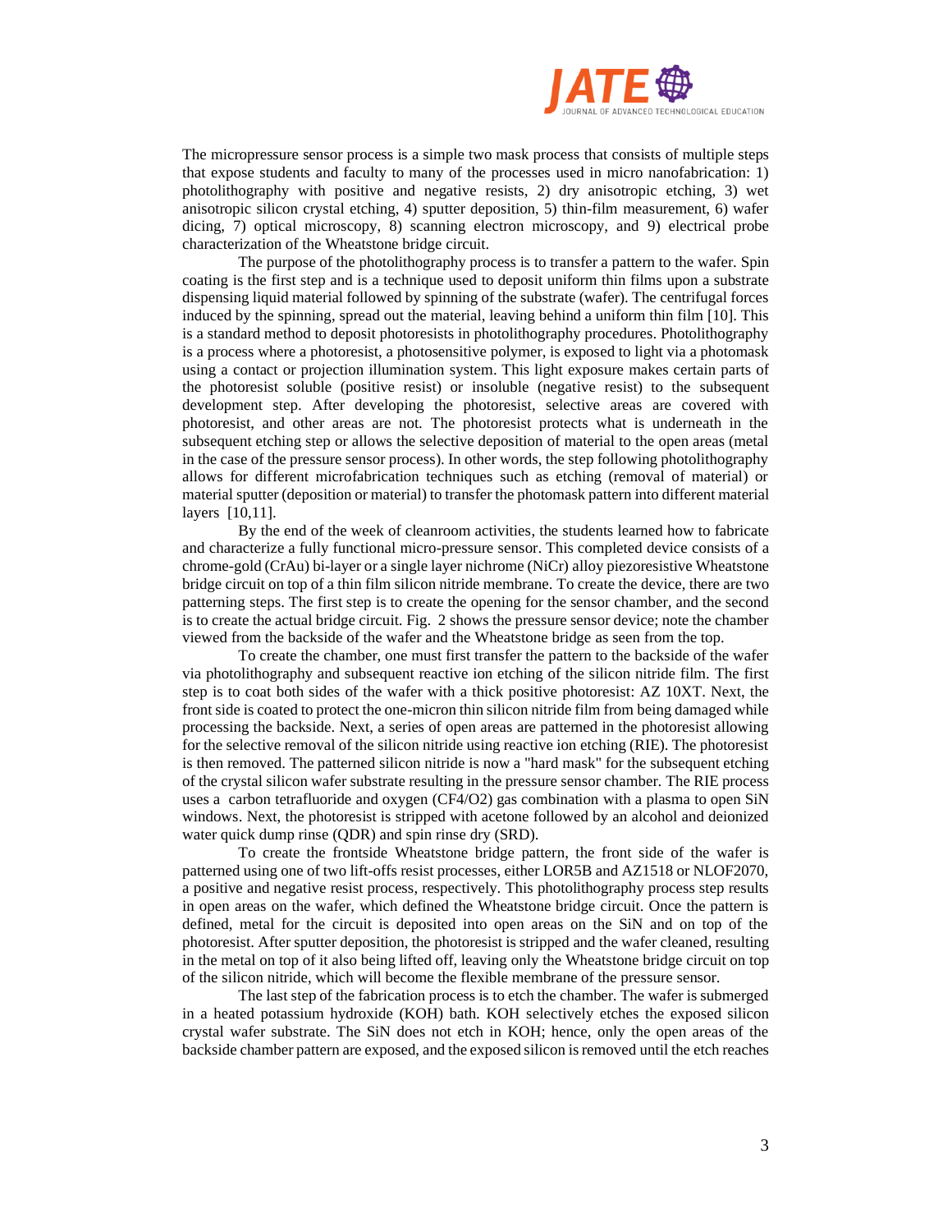The micropressure sensor process is a simple two mask process that consists of multiple steps that expose students and faculty to many of the processes used in micro nanofabrication: 1) photolithography with positive and negative resists, 2) dry anisotropic etching, 3) wet anisotropic silicon crystal etching, 4) sputter deposition, 5) thin-film measurement, 6) wafer dicing, 7) optical microscopy, 8) scanning electron microscopy, and 9) electrical probe characterization of the Wheatstone bridge circuit.

The purpose of the photolithography process is to transfer a pattern to the wafer. Spin coating is the first step and is a technique used to deposit uniform thin films upon a substrate dispensing liquid material followed by spinning of the substrate (wafer). The centrifugal forces induced by the spinning, spread out the material, leaving behind a uniform thin film [10]. This is a standard method to deposit photoresists in photolithography procedures. Photolithography is a process where a photoresist, a photosensitive polymer, is exposed to light via a photomask using a contact or projection illumination system. This light exposure makes certain parts of the photoresist soluble (positive resist) or insoluble (negative resist) to the subsequent development step. After developing the photoresist, selective areas are covered with photoresist, and other areas are not. The photoresist protects what is underneath in the subsequent etching step or allows the selective deposition of material to the open areas (metal in the case of the pressure sensor process). In other words, the step following photolithography allows for different microfabrication techniques such as etching (removal of material) or material sputter (deposition or material) to transfer the photomask pattern into different material layers [10,11].

By the end of the week of cleanroom activities, the students learned how to fabricate and characterize a fully functional micro-pressure sensor. This completed device consists of a chrome-gold (CrAu) bi-layer or a single layer nichrome (NiCr) alloy piezoresistive Wheatstone bridge circuit on top of a thin film silicon nitride membrane. To create the device, there are two patterning steps. The first step is to create the opening for the sensor chamber, and the second is to create the actual bridge circuit. Fig. 2 shows the pressure sensor device; note the chamber viewed from the backside of the wafer and the Wheatstone bridge as seen from the top.

To create the chamber, one must first transfer the pattern to the backside of the wafer via photolithography and subsequent reactive ion etching of the silicon nitride film. The first step is to coat both sides of the wafer with a thick positive photoresist: AZ 10XT. Next, the front side is coated to protect the one-micron thin silicon nitride film from being damaged while processing the backside. Next, a series of open areas are patterned in the photoresist allowing for the selective removal of the silicon nitride using reactive ion etching (RIE). The photoresist is then removed. The patterned silicon nitride is now a "hard mask" for the subsequent etching of the crystal silicon wafer substrate resulting in the pressure sensor chamber. The RIE process uses a carbon tetrafluoride and oxygen ($CF_4/O_2$) gas combination with a plasma to open SiN windows. Next, the photoresist is stripped with acetone followed by an alcohol and deionized water quick dump rinse (QDR) and spin rinse dry (SRD).

To create the frontside Wheatstone bridge pattern, the front side of the wafer is patterned using one of two lift-offs resist processes, either LOR5B and AZ1518 or NLOF2070, a positive and negative resist process, respectively. This photolithography process step results in open areas on the wafer, which defined the Wheatstone bridge circuit. Once the pattern is defined, metal for the circuit is deposited into open areas on the SiN and on top of the photoresist. After sputter deposition, the photoresist is stripped and the wafer cleaned, resulting in the metal on top of it also being lifted off, leaving only the Wheatstone bridge circuit on top of the silicon nitride, which will become the flexible membrane of the pressure sensor.

The last step of the fabrication process is to etch the chamber. The wafer is submerged in a heated potassium hydroxide (KOH) bath. KOH selectively etches the exposed silicon crystal wafer substrate. The SiN does not etch in KOH; hence, only the open areas of the backside chamber pattern are exposed, and the exposed silicon is removed until the etch reaches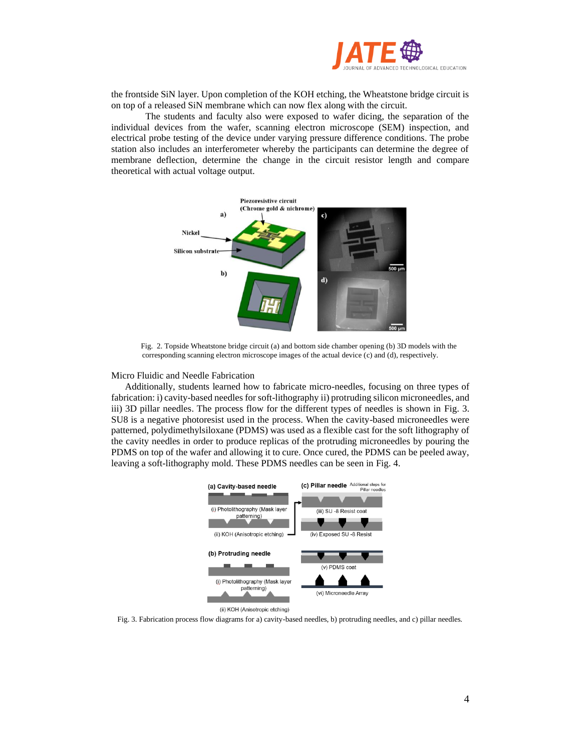the frontside SiN layer. Upon completion of the KOH etching, the Wheatstone bridge circuit is on top of a released SiN membrane which can now flex along with the circuit.

The students and faculty also were exposed to wafer dicing, the separation of the individual devices from the wafer, scanning electron microscope (SEM) inspection, and electrical probe testing of the device under varying pressure difference conditions. The probe station also includes an interferometer whereby the participants can determine the degree of membrane deflection, determine the change in the circuit resistor length and compare theoretical with actual voltage output.

Piezoresistive circuit (Chrome gold & nichrome)
a)
Nickel
Silicon substrate
b)
c)
500 µm
d)
500 µm

Fig. 2. Topside Wheatstone bridge circuit (a) and bottom side chamber opening (b) 3D models with the corresponding scanning electron microscope images of the actual device (c) and (d), respectively.

### Micro Fluidic and Needle Fabrication

Additionally, students learned how to fabricate micro-needles, focusing on three types of fabrication: i) cavity-based needles for soft-lithography ii) protruding silicon microneedles, and iii) 3D pillar needles. The process flow for the different types of needles is shown in Fig. 3. SU8 is a negative photoresist used in the process. When the cavity-based microneedles were patterned, polydimethylsiloxane (PDMS) was used as a flexible cast for the soft lithography of the cavity needles in order to produce replicas of the protruding microneedles by pouring the PDMS on top of the wafer and allowing it to cure. Once cured, the PDMS can be peeled away, leaving a soft-lithography mold. These PDMS needles can be seen in Fig. 4.

(a) Cavity-based needle
(i) Photolithography (Mask layer patterning)
(ii) KOH (Anisotropic etching)
(c) Pillar needle
Additional steps for Pillar needles
(iii) SU -8 Resist coat
(iv) Exposed SU -8 Resist
(v) PDMS coat
(vi) Microneedle Array
(b) Protruding needle
(i) Photolithography (Mask layer patterning)
(ii) KOH (Anisotropic etching)

Fig. 3. Fabrication process flow diagrams for a) cavity-based needles, b) protruding needles, and c) pillar needles.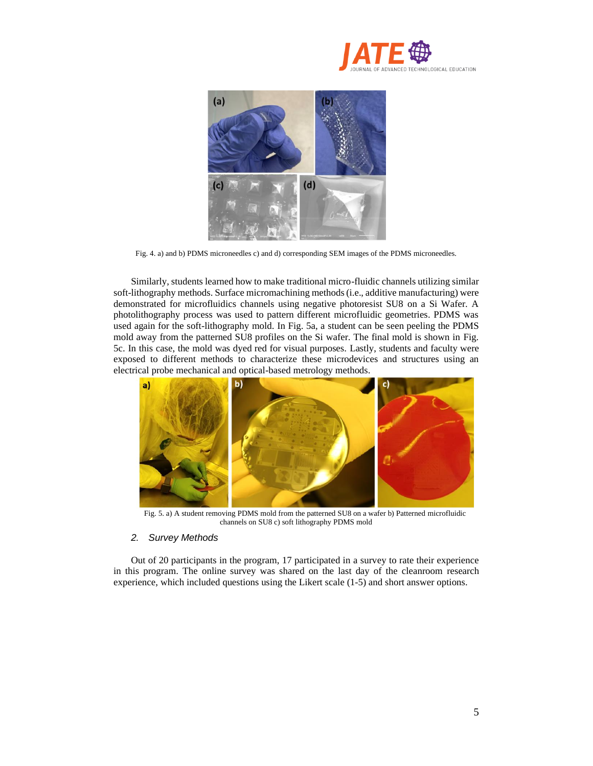Fig. 4. a) and b) PDMS microneedles c) and d) corresponding SEM images of the PDMS microneedles.

Similarly, students learned how to make traditional micro-fluidic channels utilizing similar soft-lithography methods. Surface micromachining methods (i.e., additive manufacturing) were demonstrated for microfluidics channels using negative photoresist SU8 on a Si Wafer. A photolithography process was used to pattern different microfluidic geometries. PDMS was used again for the soft-lithography mold. In Fig. 5a, a student can be seen peeling the PDMS mold away from the patterned SU8 profiles on the Si wafer. The final mold is shown in Fig. 5c. In this case, the mold was dyed red for visual purposes. Lastly, students and faculty were exposed to different methods to characterize these microdevices and structures using an electrical probe mechanical and optical-based metrology methods.

Fig. 5. a) A student removing PDMS mold from the patterned SU8 on a wafer b) Patterned microfluidic channels on SU8 c) soft lithography PDMS mold

### 2. *Survey Methods*

Out of 20 participants in the program, 17 participated in a survey to rate their experience in this program. The online survey was shared on the last day of the cleanroom research experience, which included questions using the Likert scale (1-5) and short answer options.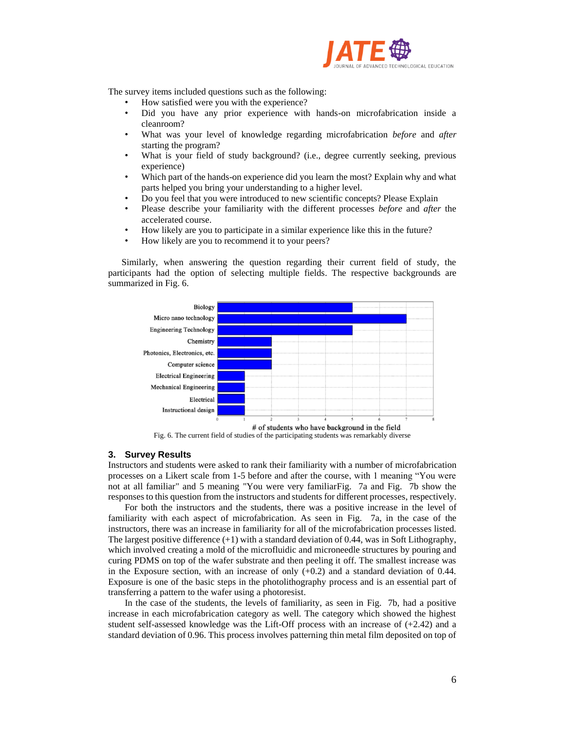The survey items included questions such as the following:

- How satisfied were you with the experience?
- Did you have any prior experience with hands-on microfabrication inside a cleanroom?
- What was your level of knowledge regarding microfabrication *before* and *after* starting the program?
- What is your field of study background? (i.e., degree currently seeking, previous experience)
- Which part of the hands-on experience did you learn the most? Explain why and what parts helped you bring your understanding to a higher level.
- Do you feel that you were introduced to new scientific concepts? Please Explain
- Please describe your familiarity with the different processes *before* and *after* the accelerated course.
- How likely are you to participate in a similar experience like this in the future?
- How likely are you to recommend it to your peers?

Similarly, when answering the question regarding their current field of study, the participants had the option of selecting multiple fields. The respective backgrounds are summarized in Fig. 6.

Biology
Micro nano technology
Engineering Technology
Chemistry
Photonics, Electronics, etc.
Computer science
Electrical Engineering
Mechanical Engineering
Electrical
Instructional design

0 1 2 3 4 5 6 7 8

# of students who have background in the field

Fig. 6. The current field of studies of the participating students was remarkably diverse

## 3. Survey Results

Instructors and students were asked to rank their familiarity with a number of microfabrication processes on a Likert scale from 1-5 before and after the course, with 1 meaning "You were not at all familiar" and 5 meaning "You were very familiarFig. 7a and Fig. 7b show the responses to this question from the instructors and students for different processes, respectively.

For both the instructors and the students, there was a positive increase in the level of familiarity with each aspect of microfabrication. As seen in Fig. 7a, in the case of the instructors, there was an increase in familiarity for all of the microfabrication processes listed. The largest positive difference (+1) with a standard deviation of 0.44, was in Soft Lithography, which involved creating a mold of the microfluidic and microneedle structures by pouring and curing PDMS on top of the wafer substrate and then peeling it off. The smallest increase was in the Exposure section, with an increase of only (+0.2) and a standard deviation of 0.44. Exposure is one of the basic steps in the photolithography process and is an essential part of transferring a pattern to the wafer using a photoresist.

In the case of the students, the levels of familiarity, as seen in Fig. 7b, had a positive increase in each microfabrication category as well. The category which showed the highest student self-assessed knowledge was the Lift-Off process with an increase of (+2.42) and a standard deviation of 0.96. This process involves patterning thin metal film deposited on top of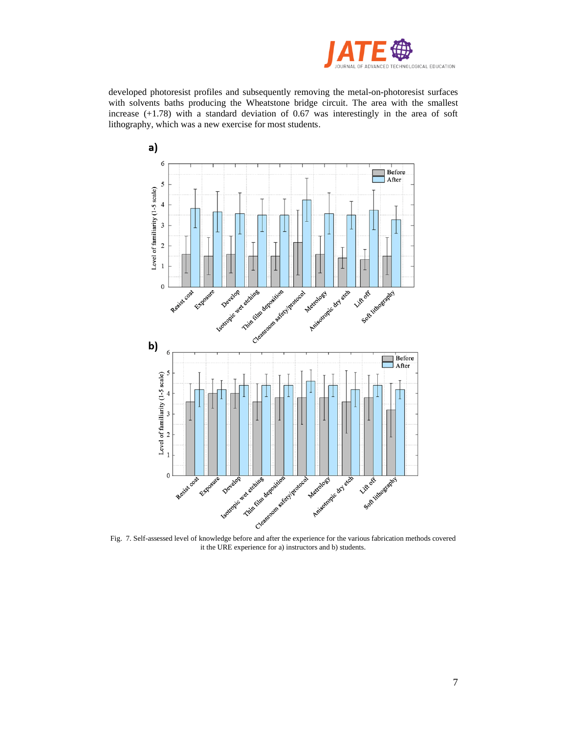developed photoresist profiles and subsequently removing the metal-on-photoresist surfaces with solvents baths producing the Wheatstone bridge circuit. The area with the smallest increase (+1.78) with a standard deviation of 0.67 was interestingly in the area of soft lithography, which was a new exercise for most students.

a)

Level of familiarity (1-5 scale)

0
1
2
3
4
5
6

Before
After

Resist coat
Exposure
Develop
Isotropic wet etching
Thin film deposition
Cleanroom safety/protocol
Metrology
Anisotropic dry etch
Lift off
Soft lithography

b)

Level of familiarity (1-5 scale)

0
1
2
3
4
5
6

Before
After

Resist coat
Exposure
Develop
Isotropic wet etching
Thin film deposition
Cleanroom safety/protocol
Metrology
Anisotropic dry etch
Lift off
Soft lithography

Fig. 7. Self-assessed level of knowledge before and after the experience for the various fabrication methods covered it the URE experience for a) instructors and b) students.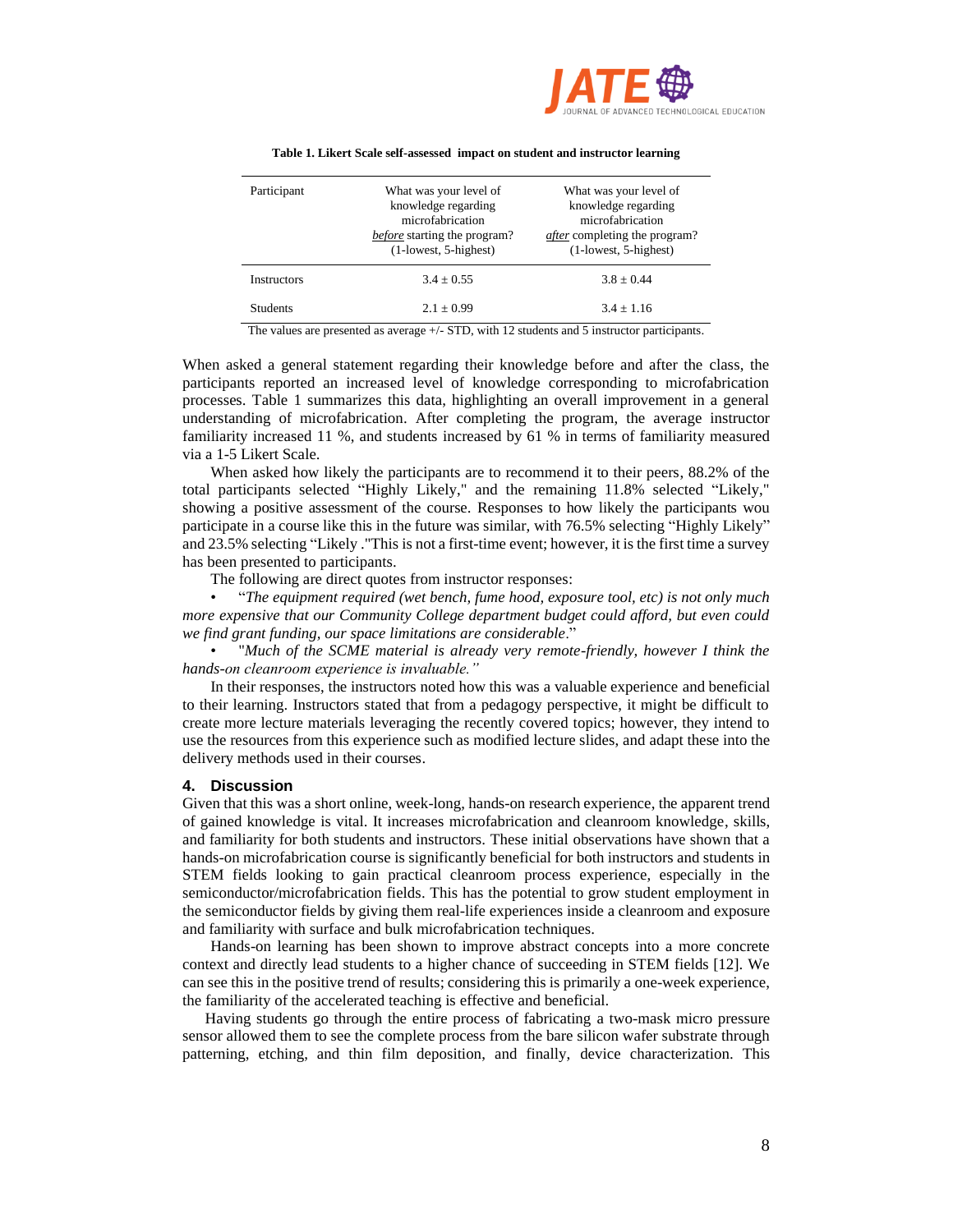**Table 1. Likert Scale self-assessed impact on student and instructor learning**

| Participant | What was your level of knowledge regarding microfabrication *before* starting the program? (1-lowest, 5-highest) | What was your level of knowledge regarding microfabrication *after* completing the program? (1-lowest, 5-highest) |
|---|---|---|
| Instructors | 3.4 ± 0.55 | 3.8 ± 0.44 |
| Students | 2.1 ± 0.99 | 3.4 ± 1.16 |

The values are presented as average +/- STD, with 12 students and 5 instructor participants.

When asked a general statement regarding their knowledge before and after the class, the participants reported an increased level of knowledge corresponding to microfabrication processes. Table 1 summarizes this data, highlighting an overall improvement in a general understanding of microfabrication. After completing the program, the average instructor familiarity increased 11 %, and students increased by 61 % in terms of familiarity measured via a 1-5 Likert Scale.

When asked how likely the participants are to recommend it to their peers, 88.2% of the total participants selected "Highly Likely," and the remaining 11.8% selected "Likely," showing a positive assessment of the course. Responses to how likely the participants wou participate in a course like this in the future was similar, with 76.5% selecting "Highly Likely" and 23.5% selecting "Likely ."This is not a first-time event; however, it is the first time a survey has been presented to participants.

The following are direct quotes from instructor responses:

- "*The equipment required (wet bench, fume hood, exposure tool, etc) is not only much more expensive that our Community College department budget could afford, but even could we find grant funding, our space limitations are considerable*."
- "*Much of the SCME material is already very remote-friendly, however I think the hands-on cleanroom experience is invaluable."*

In their responses, the instructors noted how this was a valuable experience and beneficial to their learning. Instructors stated that from a pedagogy perspective, it might be difficult to create more lecture materials leveraging the recently covered topics; however, they intend to use the resources from this experience such as modified lecture slides, and adapt these into the delivery methods used in their courses.

## 4. Discussion

Given that this was a short online, week-long, hands-on research experience, the apparent trend of gained knowledge is vital. It increases microfabrication and cleanroom knowledge, skills, and familiarity for both students and instructors. These initial observations have shown that a hands-on microfabrication course is significantly beneficial for both instructors and students in STEM fields looking to gain practical cleanroom process experience, especially in the semiconductor/microfabrication fields. This has the potential to grow student employment in the semiconductor fields by giving them real-life experiences inside a cleanroom and exposure and familiarity with surface and bulk microfabrication techniques.

Hands-on learning has been shown to improve abstract concepts into a more concrete context and directly lead students to a higher chance of succeeding in STEM fields [12]. We can see this in the positive trend of results; considering this is primarily a one-week experience, the familiarity of the accelerated teaching is effective and beneficial.

Having students go through the entire process of fabricating a two-mask micro pressure sensor allowed them to see the complete process from the bare silicon wafer substrate through patterning, etching, and thin film deposition, and finally, device characterization. This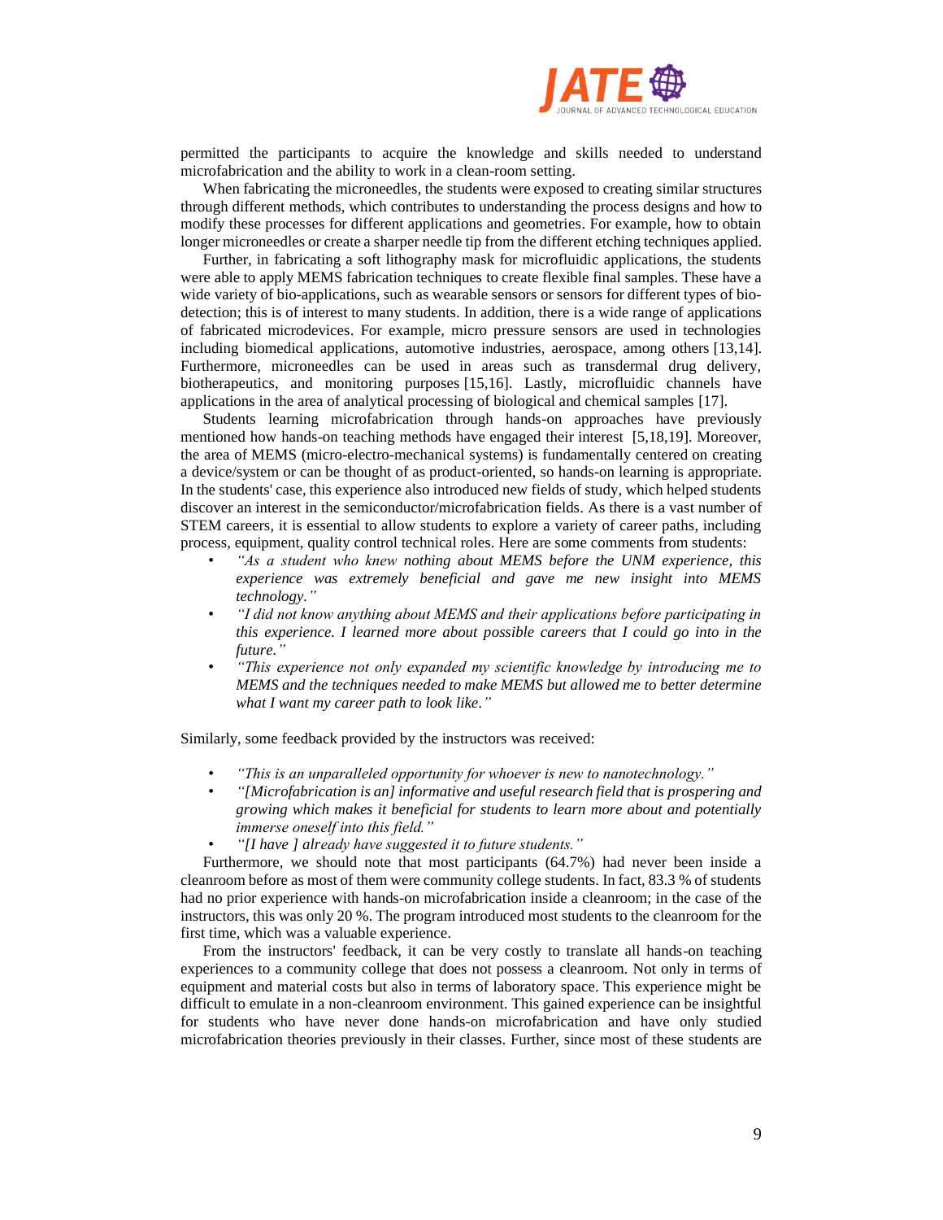permitted the participants to acquire the knowledge and skills needed to understand microfabrication and the ability to work in a clean-room setting.

When fabricating the microneedles, the students were exposed to creating similar structures through different methods, which contributes to understanding the process designs and how to modify these processes for different applications and geometries. For example, how to obtain longer microneedles or create a sharper needle tip from the different etching techniques applied.

Further, in fabricating a soft lithography mask for microfluidic applications, the students were able to apply MEMS fabrication techniques to create flexible final samples. These have a wide variety of bio-applications, such as wearable sensors or sensors for different types of bio-detection; this is of interest to many students. In addition, there is a wide range of applications of fabricated microdevices. For example, micro pressure sensors are used in technologies including biomedical applications, automotive industries, aerospace, among others [13,14]. Furthermore, microneedles can be used in areas such as transdermal drug delivery, biotherapeutics, and monitoring purposes [15,16]. Lastly, microfluidic channels have applications in the area of analytical processing of biological and chemical samples [17].

Students learning microfabrication through hands-on approaches have previously mentioned how hands-on teaching methods have engaged their interest [5,18,19]. Moreover, the area of MEMS (micro-electro-mechanical systems) is fundamentally centered on creating a device/system or can be thought of as product-oriented, so hands-on learning is appropriate. In the students' case, this experience also introduced new fields of study, which helped students discover an interest in the semiconductor/microfabrication fields. As there is a vast number of STEM careers, it is essential to allow students to explore a variety of career paths, including process, equipment, quality control technical roles. Here are some comments from students:

- *"As a student who knew nothing about MEMS before the UNM experience, this experience was extremely beneficial and gave me new insight into MEMS technology."*
- *"I did not know anything about MEMS and their applications before participating in this experience. I learned more about possible careers that I could go into in the future."*
- *"This experience not only expanded my scientific knowledge by introducing me to MEMS and the techniques needed to make MEMS but allowed me to better determine what I want my career path to look like."*

Similarly, some feedback provided by the instructors was received:

- *"This is an unparalleled opportunity for whoever is new to nanotechnology."*
- *"[Microfabrication is an] informative and useful research field that is prospering and growing which makes it beneficial for students to learn more about and potentially immerse oneself into this field."*
- *"[I have ] already have suggested it to future students."*

Furthermore, we should note that most participants (64.7%) had never been inside a cleanroom before as most of them were community college students. In fact, 83.3 % of students had no prior experience with hands-on microfabrication inside a cleanroom; in the case of the instructors, this was only 20 %. The program introduced most students to the cleanroom for the first time, which was a valuable experience.

From the instructors' feedback, it can be very costly to translate all hands-on teaching experiences to a community college that does not possess a cleanroom. Not only in terms of equipment and material costs but also in terms of laboratory space. This experience might be difficult to emulate in a non-cleanroom environment. This gained experience can be insightful for students who have never done hands-on microfabrication and have only studied microfabrication theories previously in their classes. Further, since most of these students are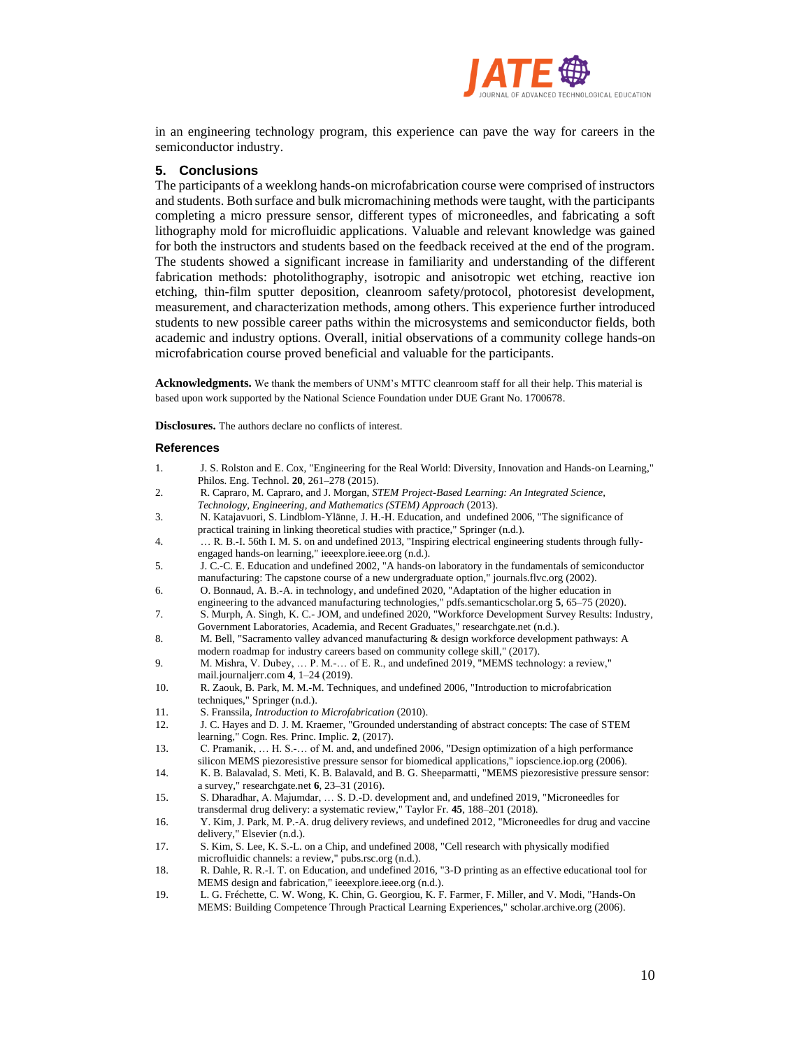in an engineering technology program, this experience can pave the way for careers in the semiconductor industry.

## 5. Conclusions

The participants of a weeklong hands-on microfabrication course were comprised of instructors and students. Both surface and bulk micromachining methods were taught, with the participants completing a micro pressure sensor, different types of microneedles, and fabricating a soft lithography mold for microfluidic applications. Valuable and relevant knowledge was gained for both the instructors and students based on the feedback received at the end of the program. The students showed a significant increase in familiarity and understanding of the different fabrication methods: photolithography, isotropic and anisotropic wet etching, reactive ion etching, thin-film sputter deposition, cleanroom safety/protocol, photoresist development, measurement, and characterization methods, among others. This experience further introduced students to new possible career paths within the microsystems and semiconductor fields, both academic and industry options. Overall, initial observations of a community college hands-on microfabrication course proved beneficial and valuable for the participants.

**Acknowledgments.** We thank the members of UNM's MTTC cleanroom staff for all their help. This material is based upon work supported by the National Science Foundation under DUE Grant No. 1700678.

**Disclosures.** The authors declare no conflicts of interest.

### References

1. J. S. Rolston and E. Cox, "Engineering for the Real World: Diversity, Innovation and Hands-on Learning," Philos. Eng. Technol. **20**, 261–278 (2015).
2. R. Capraro, M. Capraro, and J. Morgan, *STEM Project-Based Learning: An Integrated Science, Technology, Engineering, and Mathematics (STEM) Approach* (2013).
3. N. Katajavuori, S. Lindblom-Ylänne, J. H.-H. Education, and undefined 2006, "The significance of practical training in linking theoretical studies with practice," Springer (n.d.).
4. … R. B.-I. 56th I. M. S. on and undefined 2013, "Inspiring electrical engineering students through fully-engaged hands-on learning," ieeexplore.ieee.org (n.d.).
5. J. C.-C. E. Education and undefined 2002, "A hands-on laboratory in the fundamentals of semiconductor manufacturing: The capstone course of a new undergraduate option," journals.flvc.org (2002).
6. O. Bonnaud, A. B.-A. in technology, and undefined 2020, "Adaptation of the higher education in engineering to the advanced manufacturing technologies," pdfs.semanticscholar.org **5**, 65–75 (2020).
7. S. Murph, A. Singh, K. C.- JOM, and undefined 2020, "Workforce Development Survey Results: Industry, Government Laboratories, Academia, and Recent Graduates," researchgate.net (n.d.).
8. M. Bell, "Sacramento valley advanced manufacturing & design workforce development pathways: A modern roadmap for industry careers based on community college skill," (2017).
9. M. Mishra, V. Dubey, … P. M.-… of E. R., and undefined 2019, "MEMS technology: a review," mail.journaljerr.com **4**, 1–24 (2019).
10. R. Zaouk, B. Park, M. M.-M. Techniques, and undefined 2006, "Introduction to microfabrication techniques," Springer (n.d.).
11. S. Franssila, *Introduction to Microfabrication* (2010).
12. J. C. Hayes and D. J. M. Kraemer, "Grounded understanding of abstract concepts: The case of STEM learning," Cogn. Res. Princ. Implic. **2**, (2017).
13. C. Pramanik, … H. S.-… of M. and, and undefined 2006, "Design optimization of a high performance silicon MEMS piezoresistive pressure sensor for biomedical applications," iopscience.iop.org (2006).
14. K. B. Balavalad, S. Meti, K. B. Balavald, and B. G. Sheeparmatti, "MEMS piezoresistive pressure sensor: a survey," researchgate.net **6**, 23–31 (2016).
15. S. Dharadhar, A. Majumdar, … S. D.-D. development and, and undefined 2019, "Microneedles for transdermal drug delivery: a systematic review," Taylor Fr. **45**, 188–201 (2018).
16. Y. Kim, J. Park, M. P.-A. drug delivery reviews, and undefined 2012, "Microneedles for drug and vaccine delivery," Elsevier (n.d.).
17. S. Kim, S. Lee, K. S.-L. on a Chip, and undefined 2008, "Cell research with physically modified microfluidic channels: a review," pubs.rsc.org (n.d.).
18. R. Dahle, R. R.-I. T. on Education, and undefined 2016, "3-D printing as an effective educational tool for MEMS design and fabrication," ieeexplore.ieee.org (n.d.).
19. L. G. Fréchette, C. W. Wong, K. Chin, G. Georgiou, K. F. Farmer, F. Miller, and V. Modi, "Hands-On MEMS: Building Competence Through Practical Learning Experiences," scholar.archive.org (2006).